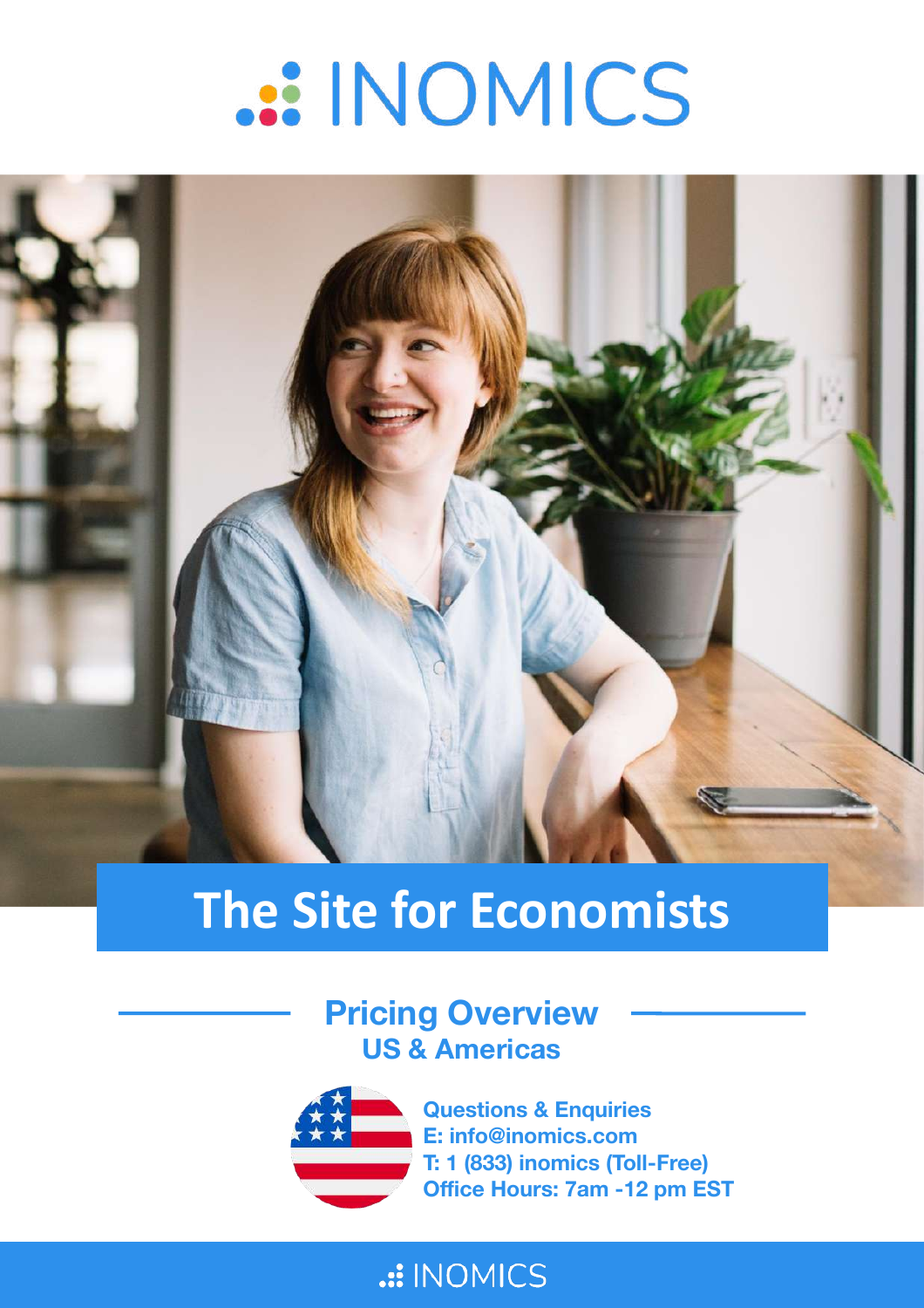# INOMICS

## The Site for Economists

### Pricing Overview
**US & Americas**

**Questions & Enquiries**
**E: info@inomics.com**
**T: 1 (833) inomics (Toll-Free)**
**Office Hours: 7am -12 pm EST**

INOMICS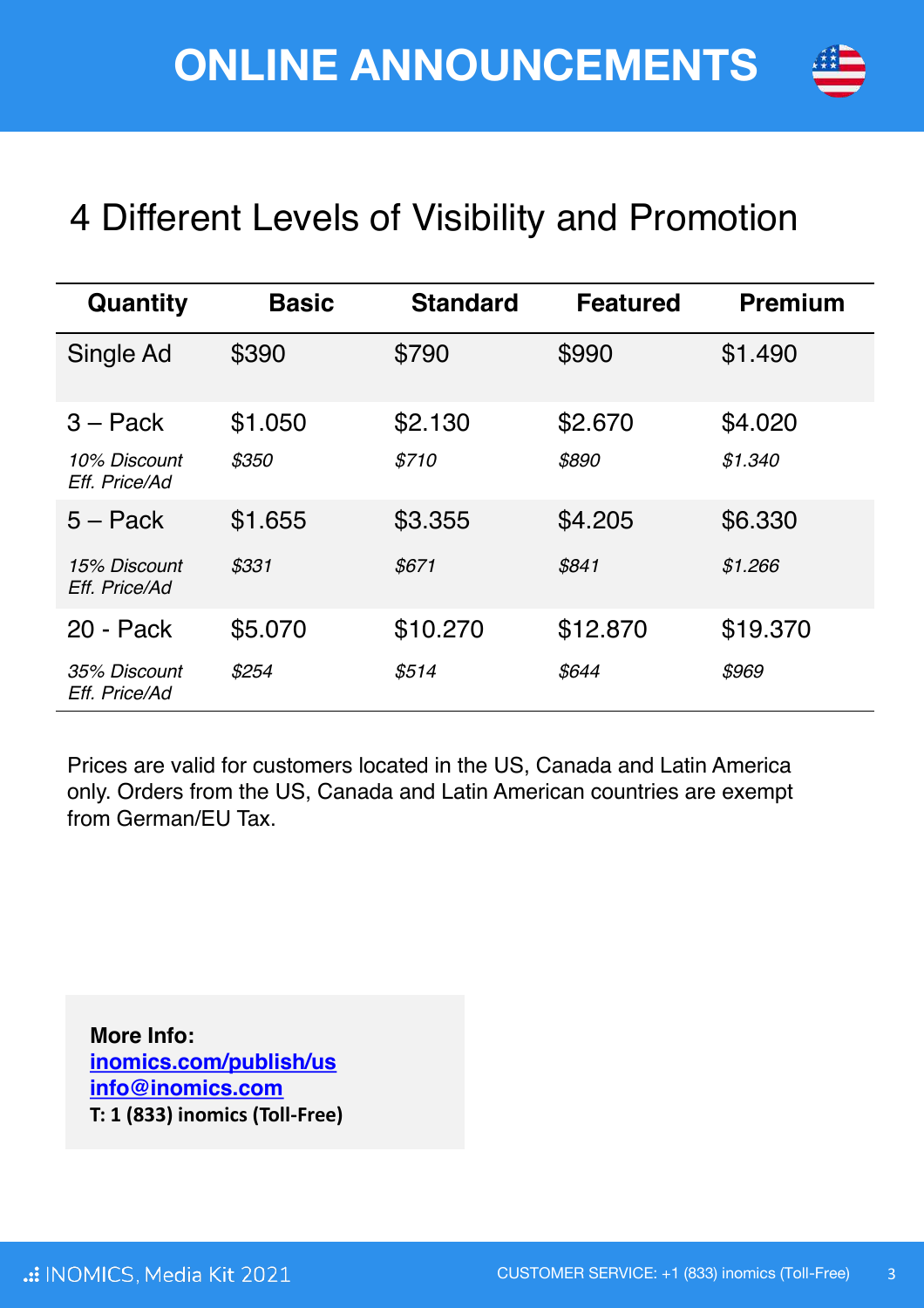# ONLINE ANNOUNCEMENTS

## 4 Different Levels of Visibility and Promotion

| Quantity | Basic | Standard | Featured | Premium |
|---|---|---|---|---|
| Single Ad | $390 | $790 | $990 | $1.490 |
| 3 – Pack | $1.050 | $2.130 | $2.670 | $4.020 |
| *10% Discount Eff. Price/Ad* | *$350* | *$710* | *$890* | *$1.340* |
| 5 – Pack | $1.655 | $3.355 | $4.205 | $6.330 |
| *15% Discount Eff. Price/Ad* | *$331* | *$671* | *$841* | *$1.266* |
| 20 - Pack | $5.070 | $10.270 | $12.870 | $19.370 |
| *35% Discount Eff. Price/Ad* | *$254* | *$514* | *$644* | *$969* |

Prices are valid for customers located in the US, Canada and Latin America only. Orders from the US, Canada and Latin American countries are exempt from German/EU Tax.

**More Info:**
**[inomics.com/publish/us](inomics.com/publish/us)**
**[info@inomics.com](mailto:info@inomics.com)**
**T: 1 (833) inomics (Toll-Free)**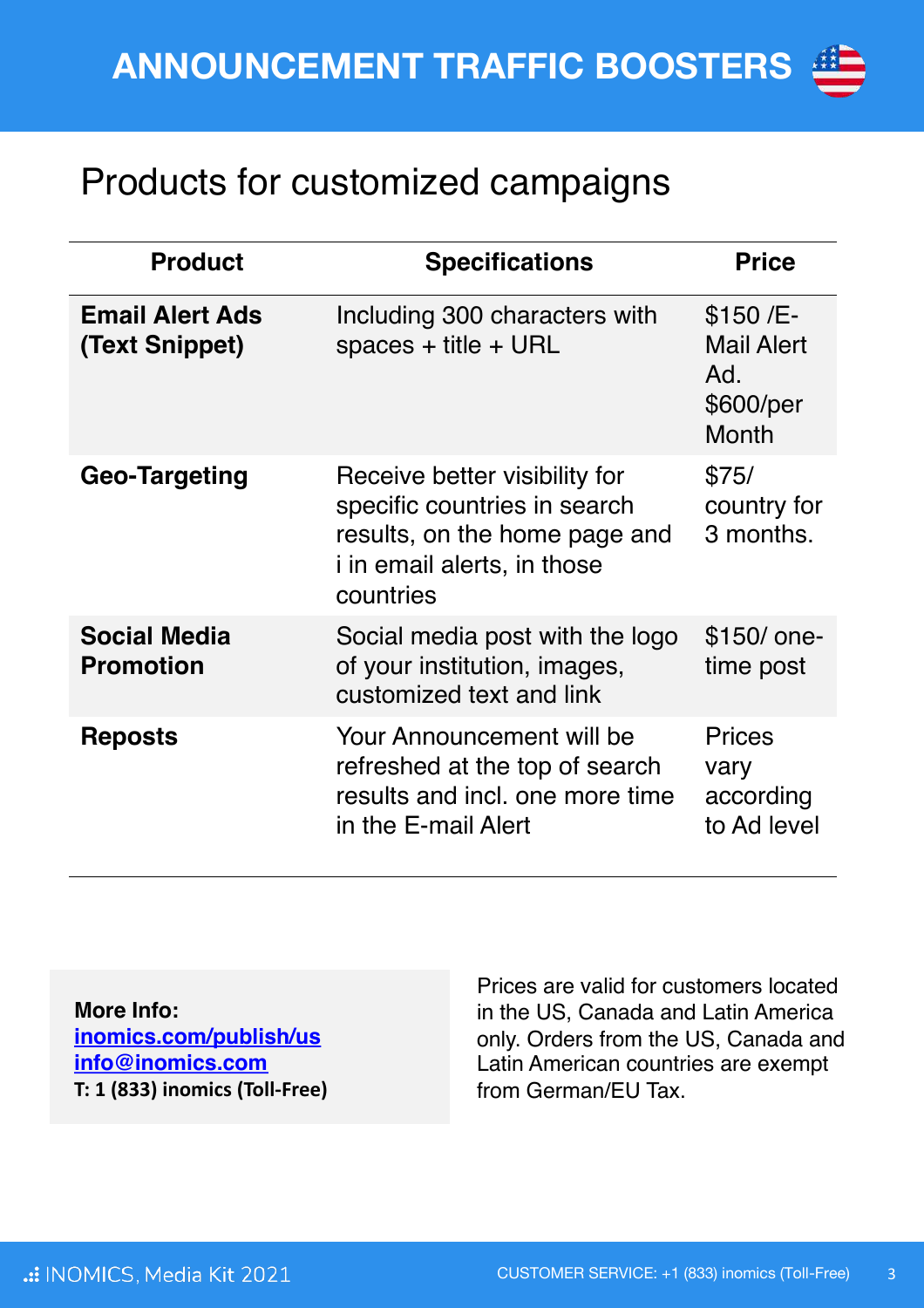# ANNOUNCEMENT TRAFFIC BOOSTERS

## Products for customized campaigns

| Product | Specifications | Price |
| --- | --- | --- |
| **Email Alert Ads (Text Snippet)** | Including 300 characters with spaces + title + URL | $150 /E-Mail Alert Ad. $600/per Month |
| **Geo-Targeting** | Receive better visibility for specific countries in search results, on the home page and i in email alerts, in those countries | $75/ country for 3 months. |
| **Social Media Promotion** | Social media post with the logo of your institution, images, customized text and link | $150/ one-time post |
| **Reposts** | Your Announcement will be refreshed at the top of search results and incl. one more time in the E-mail Alert | Prices vary according to Ad level |

**More Info:**
[inomics.com/publish/us](inomics.com/publish/us)
[info@inomics.com](mailto:info@inomics.com)
**T: 1 (833) inomics (Toll-Free)**

Prices are valid for customers located in the US, Canada and Latin America only. Orders from the US, Canada and Latin American countries are exempt from German/EU Tax.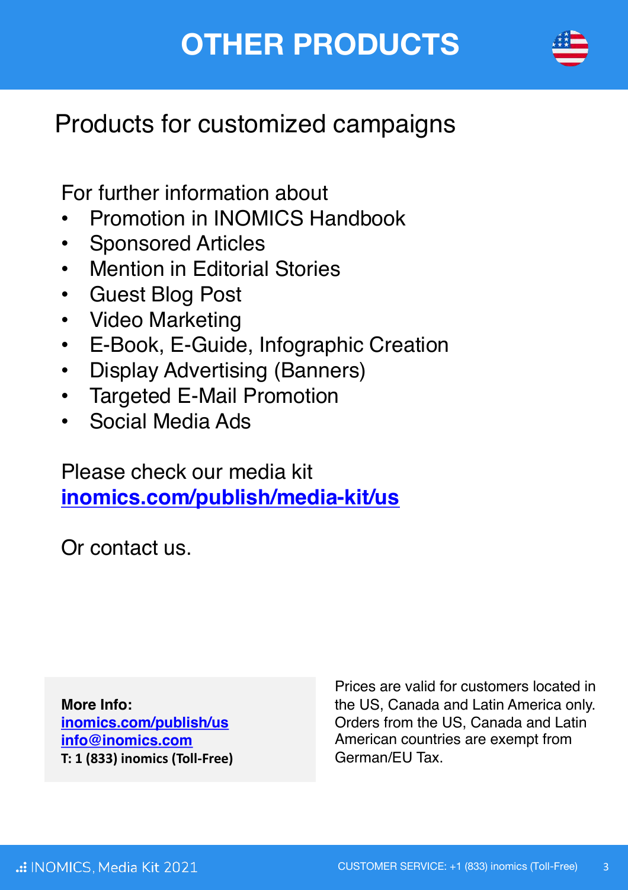# OTHER PRODUCTS

## Products for customized campaigns

For further information about

- Promotion in INOMICS Handbook
- Sponsored Articles
- Mention in Editorial Stories
- Guest Blog Post
- Video Marketing
- E-Book, E-Guide, Infographic Creation
- Display Advertising (Banners)
- Targeted E-Mail Promotion
- Social Media Ads

Please check our media kit
**[inomics.com/publish/media-kit/us](https://inomics.com/publish/media-kit/us)**

Or contact us.

**More Info:**
**[inomics.com/publish/us](https://inomics.com/publish/us)**
**[info@inomics.com](mailto:info@inomics.com)**
**T: 1 (833) inomics (Toll-Free)**

Prices are valid for customers located in the US, Canada and Latin America only. Orders from the US, Canada and Latin American countries are exempt from German/EU Tax.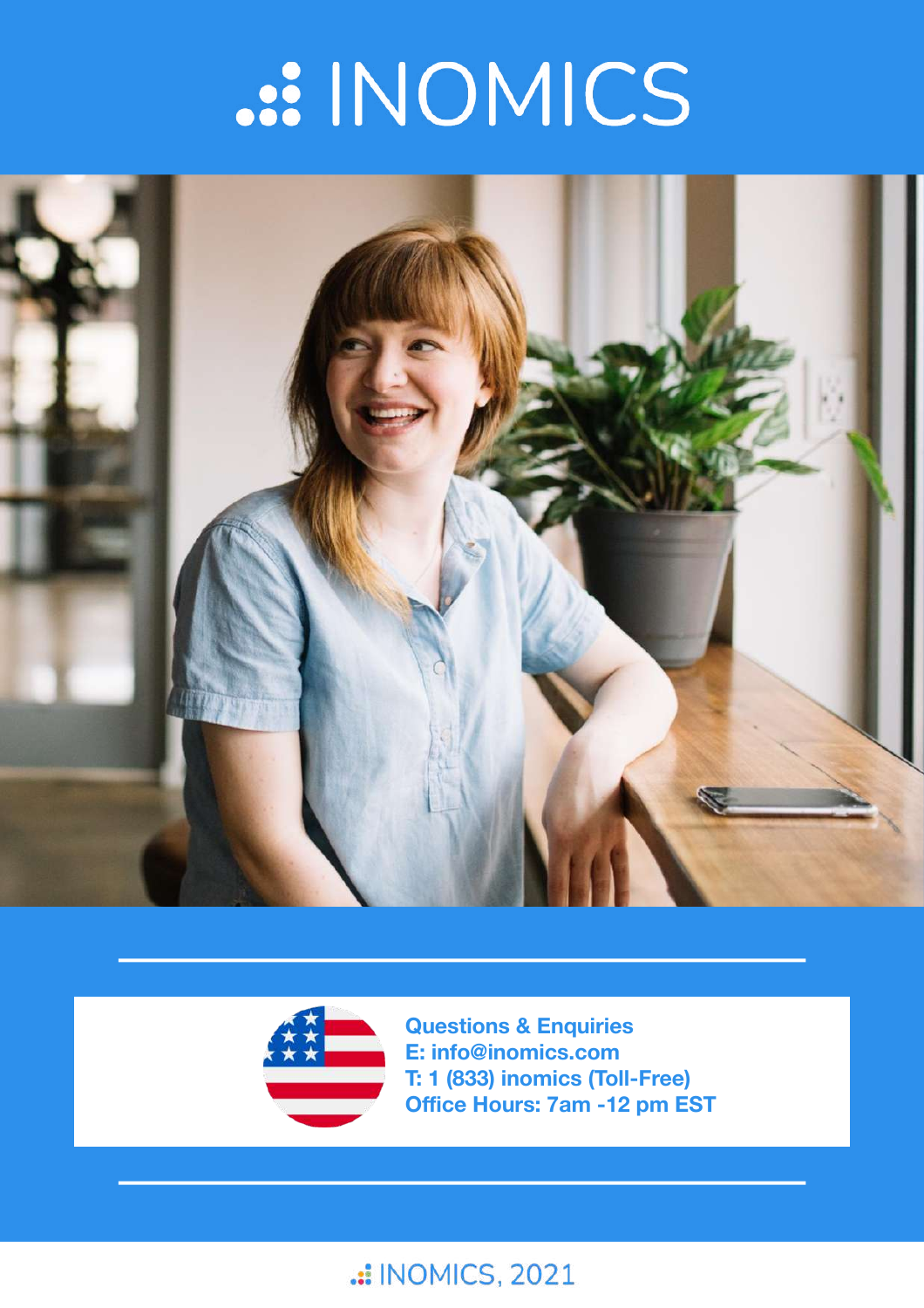# INOMICS

**Questions & Enquiries**
**E: info@inomics.com**
**T: 1 (833) inomics (Toll-Free)**
**Office Hours: 7am -12 pm EST**

INOMICS, 2021